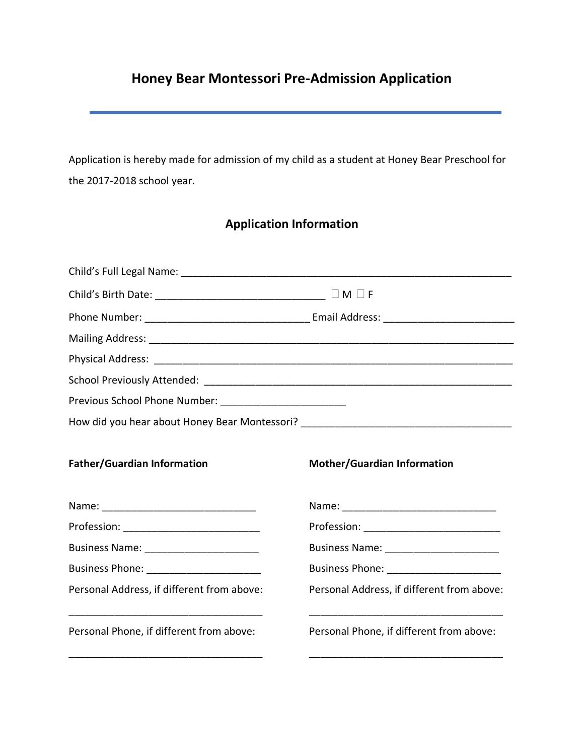# Honey Bear Montessori Pre-Admission Application

Application is hereby made for admission of my child as a student at Honey Bear Preschool for the 2017-2018 school year.

## Application Information

Child's Full Legal Name: ____________________________________________________________

Child's Birth Date: ______________________________ ☐ M ☐ F

Phone Number: _____________________________ Email Address: _______________________

Mailing Address: ____________________________________________________________

Physical Address: ____________________________________________________________

School Previously Attended: ___________________________________________________

Previous School Phone Number: _____________________

How did you hear about Honey Bear Montessori? _____________________________________

**Father/Guardian Information**

Name: ____________________________

Profession: _________________________

Business Name: ____________________

Business Phone: ____________________

Personal Address, if different from above:

___________________________________

Personal Phone, if different from above:

___________________________________

**Mother/Guardian Information**

Name: ____________________________

Profession: _________________________

Business Name: ____________________

Business Phone: ____________________

Personal Address, if different from above:

___________________________________

Personal Phone, if different from above:

___________________________________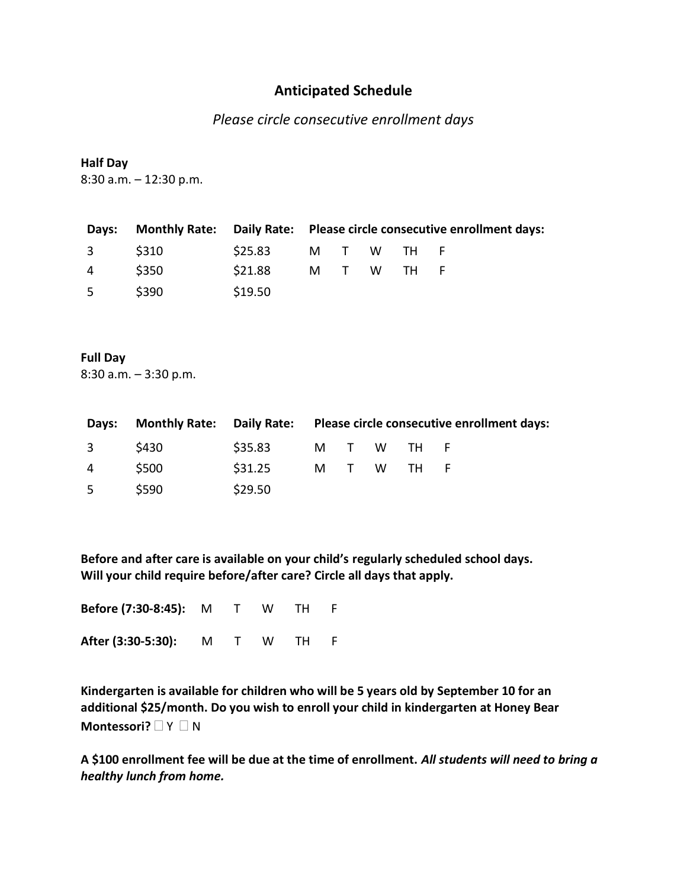# Anticipated Schedule

*Please circle consecutive enrollment days*

**Half Day**
8:30 a.m. – 12:30 p.m.

| Days: | Monthly Rate: | Daily Rate: | Please circle consecutive enrollment days: |
|---|---|---|---|
| 3 | $310 | $25.83 | M T W TH F |
| 4 | $350 | $21.88 | M T W TH F |
| 5 | $390 | $19.50 | |

**Full Day**
8:30 a.m. – 3:30 p.m.

| Days: | Monthly Rate: | Daily Rate: | Please circle consecutive enrollment days: |
|---|---|---|---|
| 3 | $430 | $35.83 | M T W TH F |
| 4 | $500 | $31.25 | M T W TH F |
| 5 | $590 | $29.50 | |

**Before and after care is available on your child's regularly scheduled school days. Will your child require before/after care? Circle all days that apply.**

**Before (7:30-8:45):** M T W TH F

**After (3:30-5:30):** M T W TH F

**Kindergarten is available for children who will be 5 years old by September 10 for an additional $25/month. Do you wish to enroll your child in kindergarten at Honey Bear Montessori?** ☐ Y ☐ N

**A $100 enrollment fee will be due at the time of enrollment.** ***All students will need to bring a healthy lunch from home.***